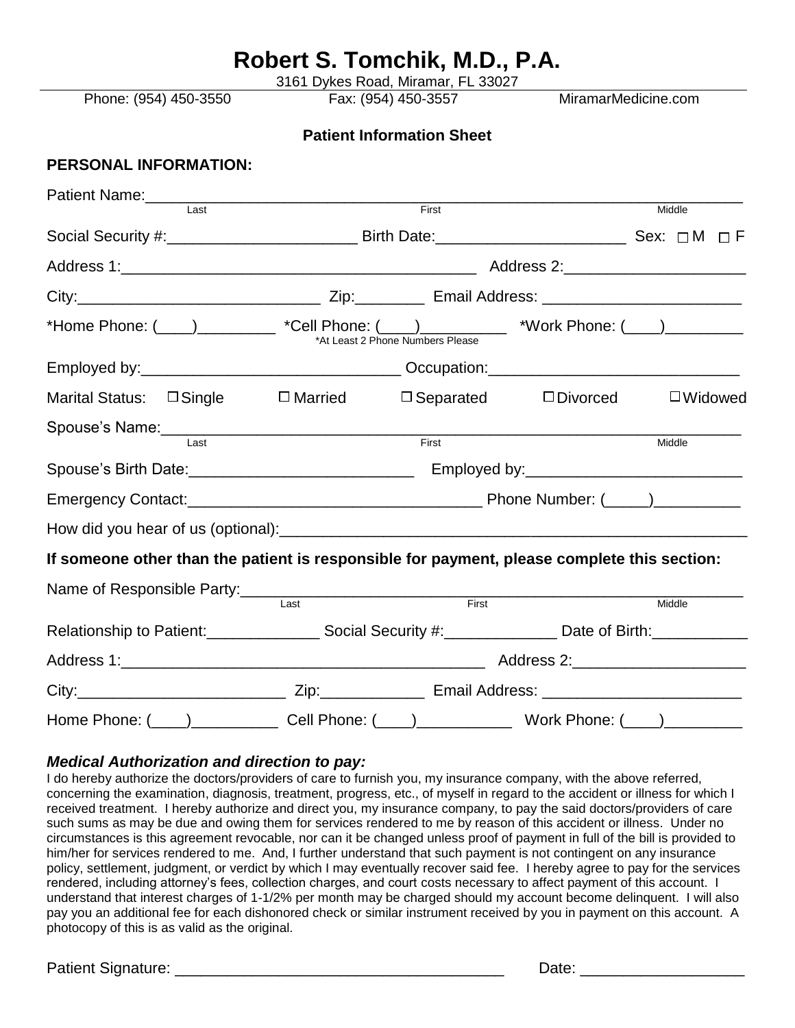# Robert S. Tomchik, M.D., P.A.

3161 Dykes Road, Miramar, FL 33027

Phone: (954) 450-3550 Fax: (954) 450-3557 MiramarMedicine.com

## Patient Information Sheet

### PERSONAL INFORMATION:

Patient Name:________________________________________________________________
Last First Middle

Social Security #:______________________ Birth Date:______________________ Sex: ☐ M ☐ F

Address 1:_________________________________________ Address 2:_____________________

City:____________________________ Zip:________ Email Address: _______________________

*Home Phone: (____)_________ *Cell Phone: (____)__________ *Work Phone: (____)_________

*At Least 2 Phone Numbers Please

Employed by:______________________________ Occupation:_____________________________

Marital Status: ☐ Single ☐ Married ☐ Separated ☐ Divorced ☐ Widowed

Spouse's Name:______________________________________________________________
Last First Middle

Spouse's Birth Date:__________________________ Employed by:_________________________

Emergency Contact:__________________________________ Phone Number: (_____)__________

How did you hear of us (optional):______________________________________________________

**If someone other than the patient is responsible for payment, please complete this section:**

Name of Responsible Party:__________________________________________________________
Last First Middle

Relationship to Patient:_____________ Social Security #:_____________ Date of Birth:___________

Address 1:___________________________________________ Address 2:____________________

City:_________________________ Zip:____________ Email Address: _______________________

Home Phone: (____)__________ Cell Phone: (____)___________ Work Phone: (____)_________

***Medical Authorization and direction to pay:***

I do hereby authorize the doctors/providers of care to furnish you, my insurance company, with the above referred, concerning the examination, diagnosis, treatment, progress, etc., of myself in regard to the accident or illness for which I received treatment. I hereby authorize and direct you, my insurance company, to pay the said doctors/providers of care such sums as may be due and owing them for services rendered to me by reason of this accident or illness. Under no circumstances is this agreement revocable, nor can it be changed unless proof of payment in full of the bill is provided to him/her for services rendered to me. And, I further understand that such payment is not contingent on any insurance policy, settlement, judgment, or verdict by which I may eventually recover said fee. I hereby agree to pay for the services rendered, including attorney's fees, collection charges, and court costs necessary to affect payment of this account. I understand that interest charges of 1-1/2% per month may be charged should my account become delinquent. I will also pay you an additional fee for each dishonored check or similar instrument received by you in payment on this account. A photocopy of this is as valid as the original.

Patient Signature: ______________________________________ Date: ___________________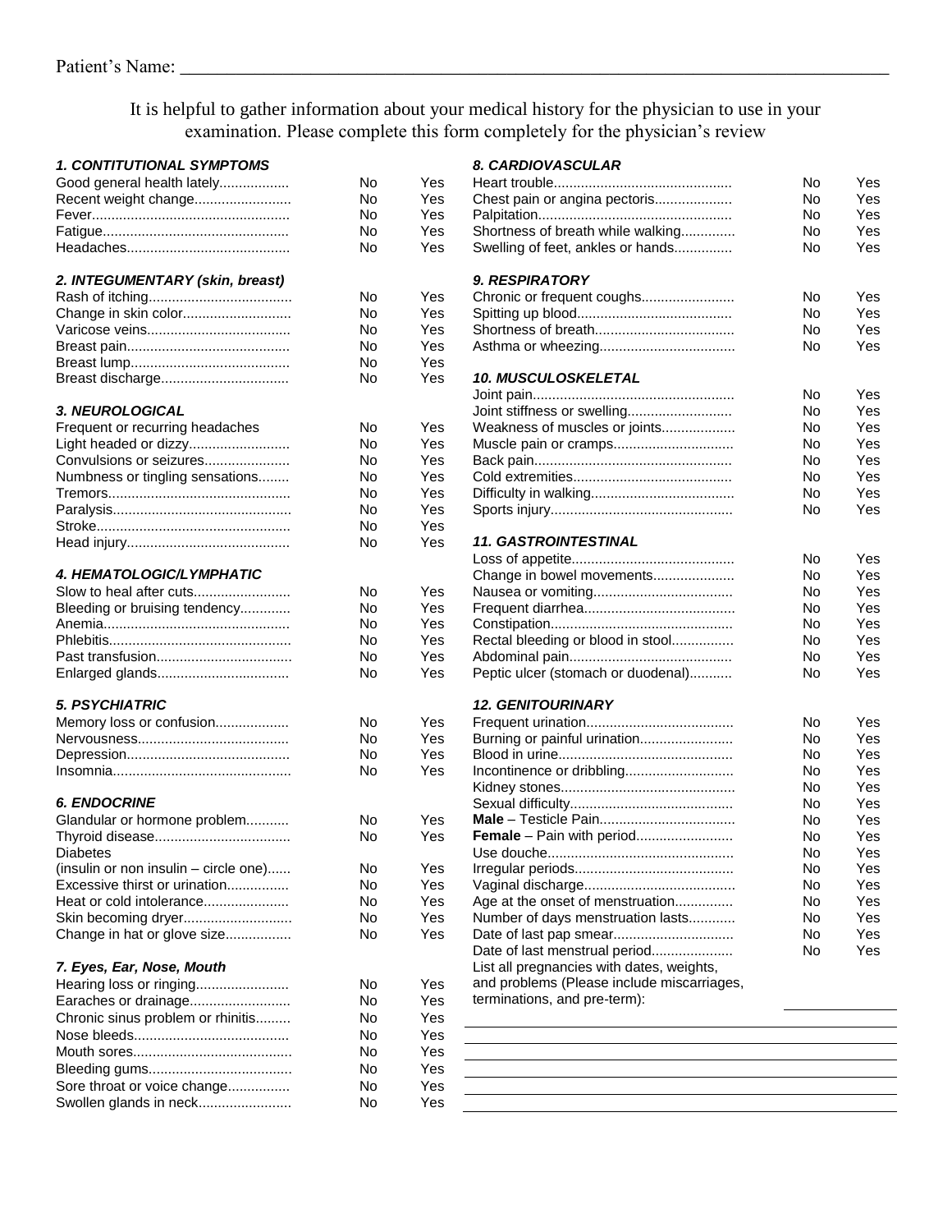Patient's Name: ___________________________________________________________________________

It is helpful to gather information about your medical history for the physician to use in your examination. Please complete this form completely for the physician's review

***1. CONTITUTIONAL SYMPTOMS***

| | | |
|---|---|---|
| Good general health lately | No | Yes |
| Recent weight change | No | Yes |
| Fever | No | Yes |
| Fatigue | No | Yes |
| Headaches | No | Yes |

***2. INTEGUMENTARY (skin, breast)***

| | | |
|---|---|---|
| Rash of itching | No | Yes |
| Change in skin color | No | Yes |
| Varicose veins | No | Yes |
| Breast pain | No | Yes |
| Breast lump | No | Yes |
| Breast discharge | No | Yes |

***3. NEUROLOGICAL***

| | | |
|---|---|---|
| Frequent or recurring headaches | No | Yes |
| Light headed or dizzy | No | Yes |
| Convulsions or seizures | No | Yes |
| Numbness or tingling sensations | No | Yes |
| Tremors | No | Yes |
| Paralysis | No | Yes |
| Stroke | No | Yes |
| Head injury | No | Yes |

***4. HEMATOLOGIC/LYMPHATIC***

| | | |
|---|---|---|
| Slow to heal after cuts | No | Yes |
| Bleeding or bruising tendency | No | Yes |
| Anemia | No | Yes |
| Phlebitis | No | Yes |
| Past transfusion | No | Yes |
| Enlarged glands | No | Yes |

***5. PSYCHIATRIC***

| | | |
|---|---|---|
| Memory loss or confusion | No | Yes |
| Nervousness | No | Yes |
| Depression | No | Yes |
| Insomnia | No | Yes |

***6. ENDOCRINE***

| | | |
|---|---|---|
| Glandular or hormone problem | No | Yes |
| Thyroid disease | No | Yes |
| Diabetes (insulin or non insulin – circle one) | No | Yes |
| Excessive thirst or urination | No | Yes |
| Heat or cold intolerance | No | Yes |
| Skin becoming dryer | No | Yes |
| Change in hat or glove size | No | Yes |

***7. Eyes, Ear, Nose, Mouth***

| | | |
|---|---|---|
| Hearing loss or ringing | No | Yes |
| Earaches or drainage | No | Yes |
| Chronic sinus problem or rhinitis | No | Yes |
| Nose bleeds | No | Yes |
| Mouth sores | No | Yes |
| Bleeding gums | No | Yes |
| Sore throat or voice change | No | Yes |
| Swollen glands in neck | No | Yes |

***8. CARDIOVASCULAR***

| | | |
|---|---|---|
| Heart trouble | No | Yes |
| Chest pain or angina pectoris | No | Yes |
| Palpitation | No | Yes |
| Shortness of breath while walking | No | Yes |
| Swelling of feet, ankles or hands | No | Yes |

***9. RESPIRATORY***

| | | |
|---|---|---|
| Chronic or frequent coughs | No | Yes |
| Spitting up blood | No | Yes |
| Shortness of breath | No | Yes |
| Asthma or wheezing | No | Yes |

***10. MUSCULOSKELETAL***

| | | |
|---|---|---|
| Joint pain | No | Yes |
| Joint stiffness or swelling | No | Yes |
| Weakness of muscles or joints | No | Yes |
| Muscle pain or cramps | No | Yes |
| Back pain | No | Yes |
| Cold extremities | No | Yes |
| Difficulty in walking | No | Yes |
| Sports injury | No | Yes |

***11. GASTROINTESTINAL***

| | | |
|---|---|---|
| Loss of appetite | No | Yes |
| Change in bowel movements | No | Yes |
| Nausea or vomiting | No | Yes |
| Frequent diarrhea | No | Yes |
| Constipation | No | Yes |
| Rectal bleeding or blood in stool | No | Yes |
| Abdominal pain | No | Yes |
| Peptic ulcer (stomach or duodenal) | No | Yes |

***12. GENITOURINARY***

| | | |
|---|---|---|
| Frequent urination | No | Yes |
| Burning or painful urination | No | Yes |
| Blood in urine | No | Yes |
| Incontinence or dribbling | No | Yes |
| Kidney stones | No | Yes |
| Sexual difficulty | No | Yes |
| **Male** – Testicle Pain | No | Yes |
| **Female** – Pain with period | No | Yes |
| Use douche | No | Yes |
| Irregular periods | No | Yes |
| Vaginal discharge | No | Yes |
| Age at the onset of menstruation | No | Yes |
| Number of days menstruation lasts | No | Yes |
| Date of last pap smear | No | Yes |
| Date of last menstrual period | No | Yes |

List all pregnancies with dates, weights, and problems (Please include miscarriages, terminations, and pre-term): ______________

___________________________________________________________

___________________________________________________________

___________________________________________________________

___________________________________________________________

___________________________________________________________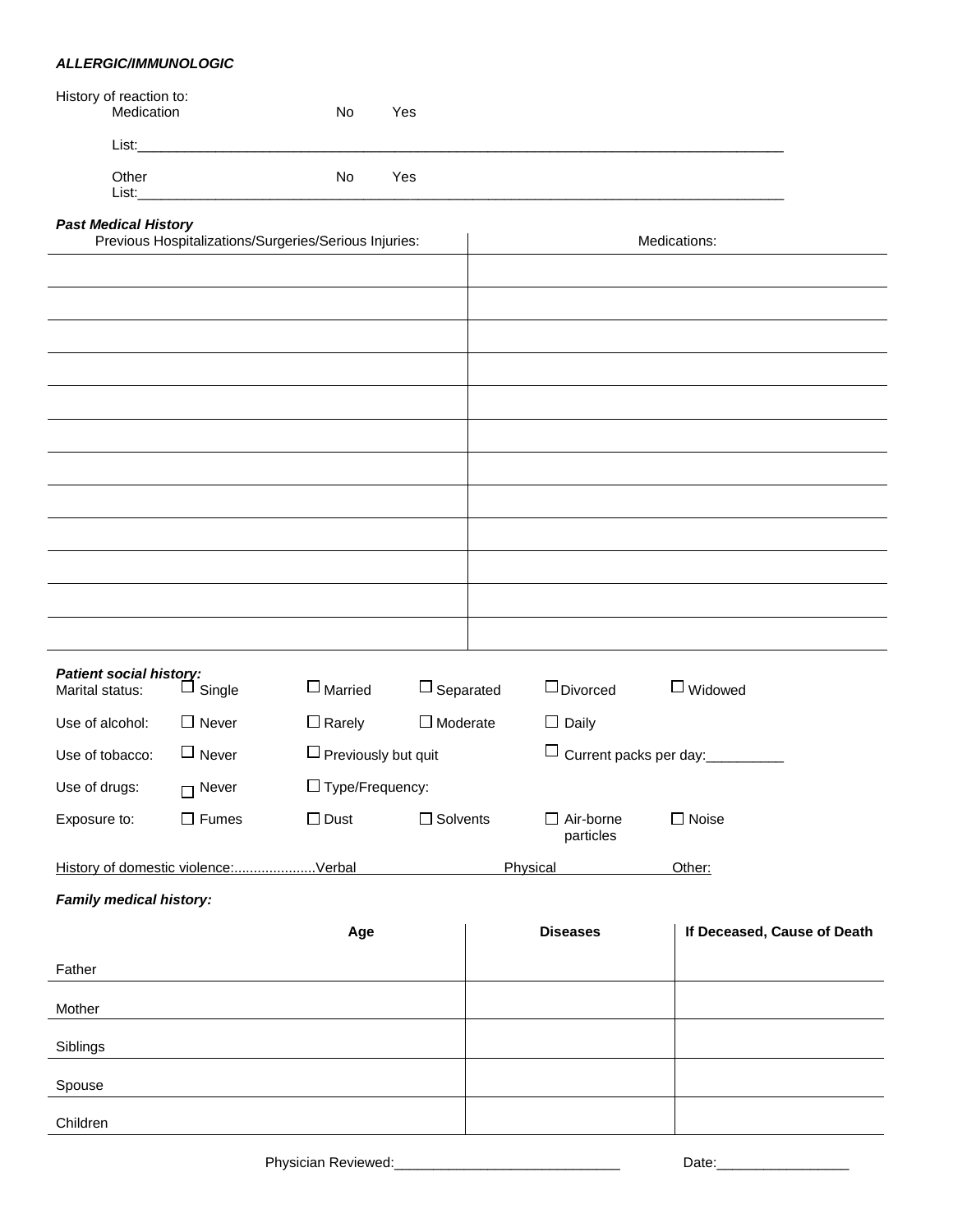***ALLERGIC/IMMUNOLOGIC***

History of reaction to:

Medication No Yes

List:_______________________________________________________________________________________

Other No Yes

List:_______________________________________________________________________________________

***Past Medical History***

| Previous Hospitalizations/Surgeries/Serious Injuries: | Medications: |
|---|---|
| | |
| | |
| | |
| | |
| | |
| | |
| | |
| | |
| | |
| | |
| | |
| | |

***Patient social history:***

| | | | | | |
|---|---|---|---|---|---|
| Marital status: | ☐ Single | ☐ Married | ☐ Separated | ☐ Divorced | ☐ Widowed |
| Use of alcohol: | ☐ Never | ☐ Rarely | ☐ Moderate | ☐ Daily | |
| Use of tobacco: | ☐ Never | ☐ Previously but quit | | ☐ Current packs per day:__________ | |
| Use of drugs: | ☐ Never | ☐ Type/Frequency: | | | |
| Exposure to: | ☐ Fumes | ☐ Dust | ☐ Solvents | ☐ Air-borne particles | ☐ Noise |

History of domestic violence:.....................Verbal Physical Other:

***Family medical history:***

| | Age | Diseases | If Deceased, Cause of Death |
|---|---|---|---|
| Father | | | |
| Mother | | | |
| Siblings | | | |
| Spouse | | | |
| Children | | | |

Physician Reviewed:______________________________ Date:_________________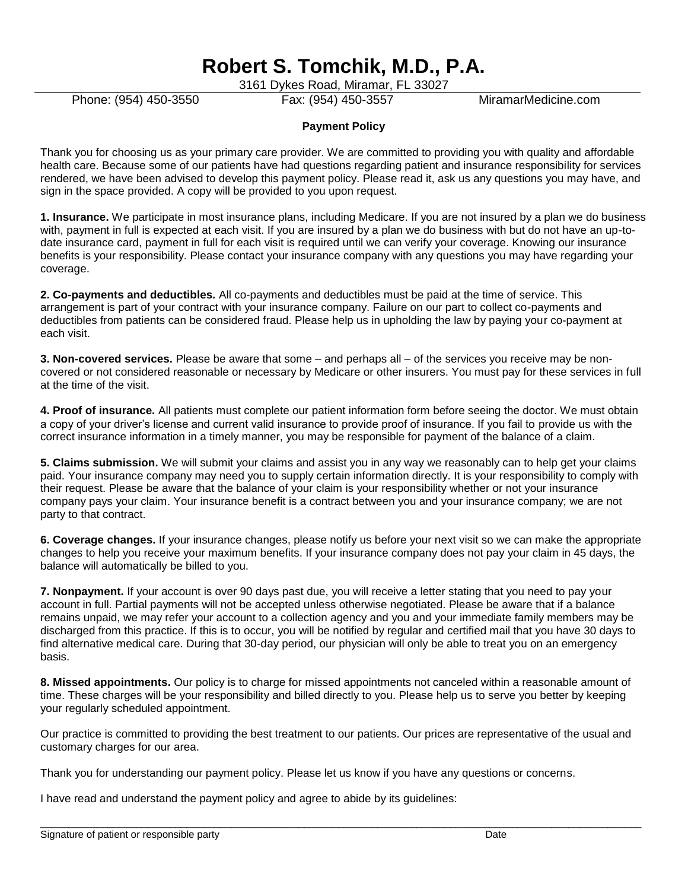# Robert S. Tomchik, M.D., P.A.

3161 Dykes Road, Miramar, FL 33027

Phone: (954) 450-3550 Fax: (954) 450-3557 MiramarMedicine.com

**Payment Policy**

Thank you for choosing us as your primary care provider. We are committed to providing you with quality and affordable health care. Because some of our patients have had questions regarding patient and insurance responsibility for services rendered, we have been advised to develop this payment policy. Please read it, ask us any questions you may have, and sign in the space provided. A copy will be provided to you upon request.

**1. Insurance.** We participate in most insurance plans, including Medicare. If you are not insured by a plan we do business with, payment in full is expected at each visit. If you are insured by a plan we do business with but do not have an up-to-date insurance card, payment in full for each visit is required until we can verify your coverage. Knowing our insurance benefits is your responsibility. Please contact your insurance company with any questions you may have regarding your coverage.

**2. Co-payments and deductibles.** All co-payments and deductibles must be paid at the time of service. This arrangement is part of your contract with your insurance company. Failure on our part to collect co-payments and deductibles from patients can be considered fraud. Please help us in upholding the law by paying your co-payment at each visit.

**3. Non-covered services.** Please be aware that some – and perhaps all – of the services you receive may be non-covered or not considered reasonable or necessary by Medicare or other insurers. You must pay for these services in full at the time of the visit.

**4. Proof of insurance.** All patients must complete our patient information form before seeing the doctor. We must obtain a copy of your driver's license and current valid insurance to provide proof of insurance. If you fail to provide us with the correct insurance information in a timely manner, you may be responsible for payment of the balance of a claim.

**5. Claims submission.** We will submit your claims and assist you in any way we reasonably can to help get your claims paid. Your insurance company may need you to supply certain information directly. It is your responsibility to comply with their request. Please be aware that the balance of your claim is your responsibility whether or not your insurance company pays your claim. Your insurance benefit is a contract between you and your insurance company; we are not party to that contract.

**6. Coverage changes.** If your insurance changes, please notify us before your next visit so we can make the appropriate changes to help you receive your maximum benefits. If your insurance company does not pay your claim in 45 days, the balance will automatically be billed to you.

**7. Nonpayment.** If your account is over 90 days past due, you will receive a letter stating that you need to pay your account in full. Partial payments will not be accepted unless otherwise negotiated. Please be aware that if a balance remains unpaid, we may refer your account to a collection agency and you and your immediate family members may be discharged from this practice. If this is to occur, you will be notified by regular and certified mail that you have 30 days to find alternative medical care. During that 30-day period, our physician will only be able to treat you on an emergency basis.

**8. Missed appointments.** Our policy is to charge for missed appointments not canceled within a reasonable amount of time. These charges will be your responsibility and billed directly to you. Please help us to serve you better by keeping your regularly scheduled appointment.

Our practice is committed to providing the best treatment to our patients. Our prices are representative of the usual and customary charges for our area.

Thank you for understanding our payment policy. Please let us know if you have any questions or concerns.

I have read and understand the payment policy and agree to abide by its guidelines:

_______________________________________________________________________________

Signature of patient or responsible party Date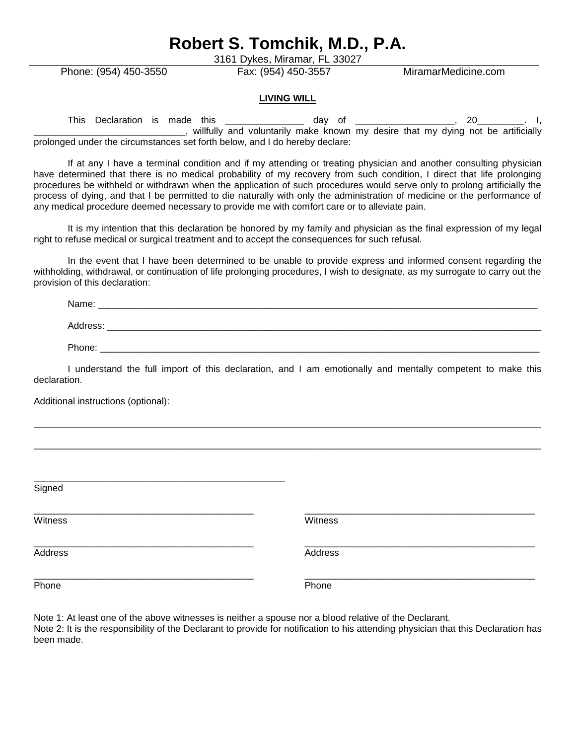# Robert S. Tomchik, M.D., P.A.

3161 Dykes, Miramar, FL 33027

Phone: (954) 450-3550 Fax: (954) 450-3557 MiramarMedicine.com

**LIVING WILL**

This Declaration is made this _______________ day of ___________________, 20_________. I, _____________________________, willfully and voluntarily make known my desire that my dying not be artificially prolonged under the circumstances set forth below, and I do hereby declare:

If at any I have a terminal condition and if my attending or treating physician and another consulting physician have determined that there is no medical probability of my recovery from such condition, I direct that life prolonging procedures be withheld or withdrawn when the application of such procedures would serve only to prolong artificially the process of dying, and that I be permitted to die naturally with only the administration of medicine or the performance of any medical procedure deemed necessary to provide me with comfort care or to alleviate pain.

It is my intention that this declaration be honored by my family and physician as the final expression of my legal right to refuse medical or surgical treatment and to accept the consequences for such refusal.

In the event that I have been determined to be unable to provide express and informed consent regarding the withholding, withdrawal, or continuation of life prolonging procedures, I wish to designate, as my surrogate to carry out the provision of this declaration:

Name: ____________________________________________________________________________________

Address: __________________________________________________________________________________

Phone: ___________________________________________________________________________________

I understand the full import of this declaration, and I am emotionally and mentally competent to make this declaration.

Additional instructions (optional):

______________________________________________________________________________________________

______________________________________________________________________________________________

_______________________________________________
Signed

_________________________________________ _________________________________________
Witness Witness

_________________________________________ _________________________________________
Address Address

_________________________________________ _________________________________________
Phone Phone

Note 1: At least one of the above witnesses is neither a spouse nor a blood relative of the Declarant.
Note 2: It is the responsibility of the Declarant to provide for notification to his attending physician that this Declaration has been made.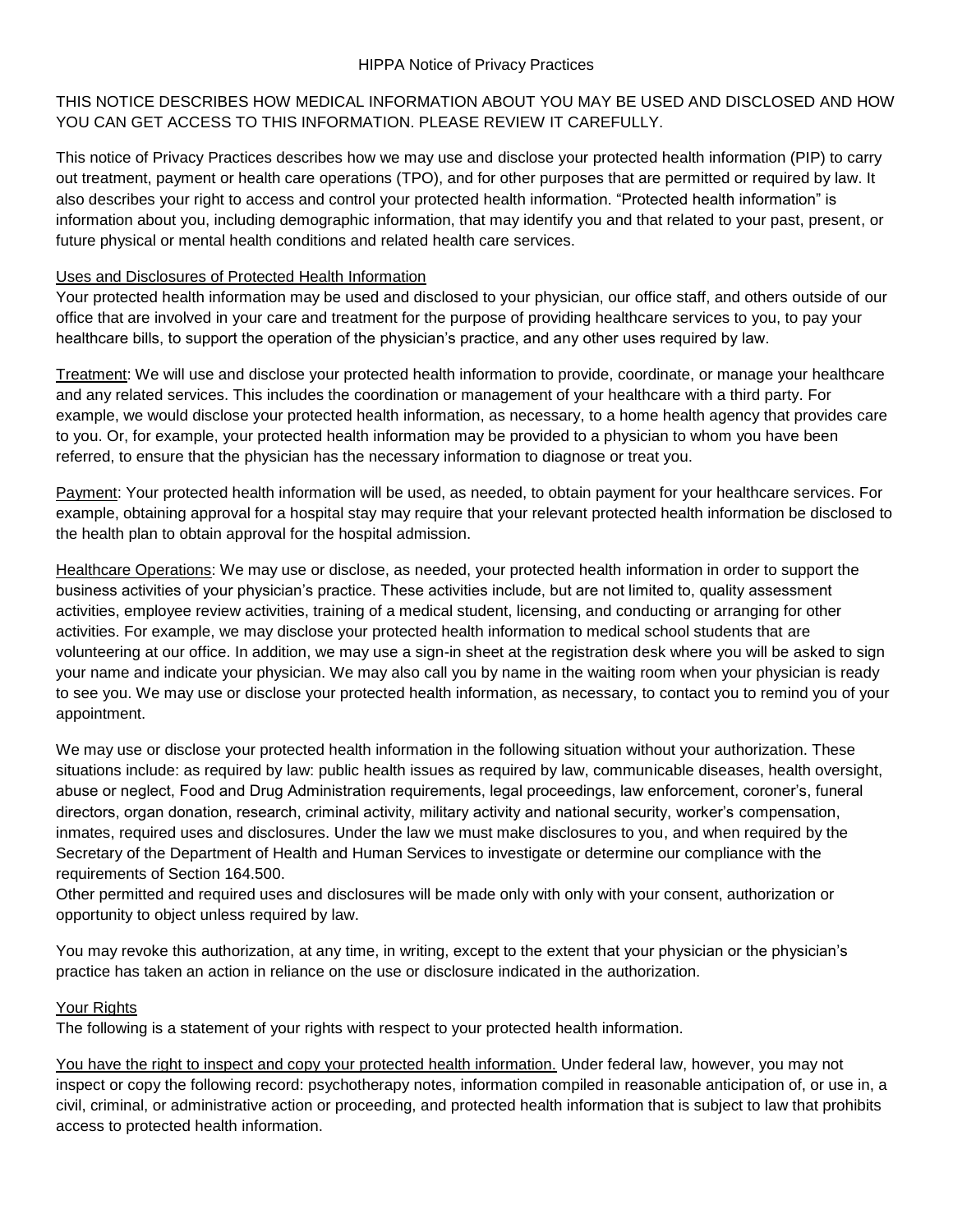HIPPA Notice of Privacy Practices

THIS NOTICE DESCRIBES HOW MEDICAL INFORMATION ABOUT YOU MAY BE USED AND DISCLOSED AND HOW YOU CAN GET ACCESS TO THIS INFORMATION. PLEASE REVIEW IT CAREFULLY.

This notice of Privacy Practices describes how we may use and disclose your protected health information (PIP) to carry out treatment, payment or health care operations (TPO), and for other purposes that are permitted or required by law. It also describes your right to access and control your protected health information. "Protected health information" is information about you, including demographic information, that may identify you and that related to your past, present, or future physical or mental health conditions and related health care services.

Uses and Disclosures of Protected Health Information

Your protected health information may be used and disclosed to your physician, our office staff, and others outside of our office that are involved in your care and treatment for the purpose of providing healthcare services to you, to pay your healthcare bills, to support the operation of the physician's practice, and any other uses required by law.

Treatment: We will use and disclose your protected health information to provide, coordinate, or manage your healthcare and any related services. This includes the coordination or management of your healthcare with a third party. For example, we would disclose your protected health information, as necessary, to a home health agency that provides care to you. Or, for example, your protected health information may be provided to a physician to whom you have been referred, to ensure that the physician has the necessary information to diagnose or treat you.

Payment: Your protected health information will be used, as needed, to obtain payment for your healthcare services. For example, obtaining approval for a hospital stay may require that your relevant protected health information be disclosed to the health plan to obtain approval for the hospital admission.

Healthcare Operations: We may use or disclose, as needed, your protected health information in order to support the business activities of your physician's practice. These activities include, but are not limited to, quality assessment activities, employee review activities, training of a medical student, licensing, and conducting or arranging for other activities. For example, we may disclose your protected health information to medical school students that are volunteering at our office. In addition, we may use a sign-in sheet at the registration desk where you will be asked to sign your name and indicate your physician. We may also call you by name in the waiting room when your physician is ready to see you. We may use or disclose your protected health information, as necessary, to contact you to remind you of your appointment.

We may use or disclose your protected health information in the following situation without your authorization. These situations include: as required by law: public health issues as required by law, communicable diseases, health oversight, abuse or neglect, Food and Drug Administration requirements, legal proceedings, law enforcement, coroner's, funeral directors, organ donation, research, criminal activity, military activity and national security, worker's compensation, inmates, required uses and disclosures. Under the law we must make disclosures to you, and when required by the Secretary of the Department of Health and Human Services to investigate or determine our compliance with the requirements of Section 164.500.

Other permitted and required uses and disclosures will be made only with only with your consent, authorization or opportunity to object unless required by law.

You may revoke this authorization, at any time, in writing, except to the extent that your physician or the physician's practice has taken an action in reliance on the use or disclosure indicated in the authorization.

Your Rights

The following is a statement of your rights with respect to your protected health information.

You have the right to inspect and copy your protected health information. Under federal law, however, you may not inspect or copy the following record: psychotherapy notes, information compiled in reasonable anticipation of, or use in, a civil, criminal, or administrative action or proceeding, and protected health information that is subject to law that prohibits access to protected health information.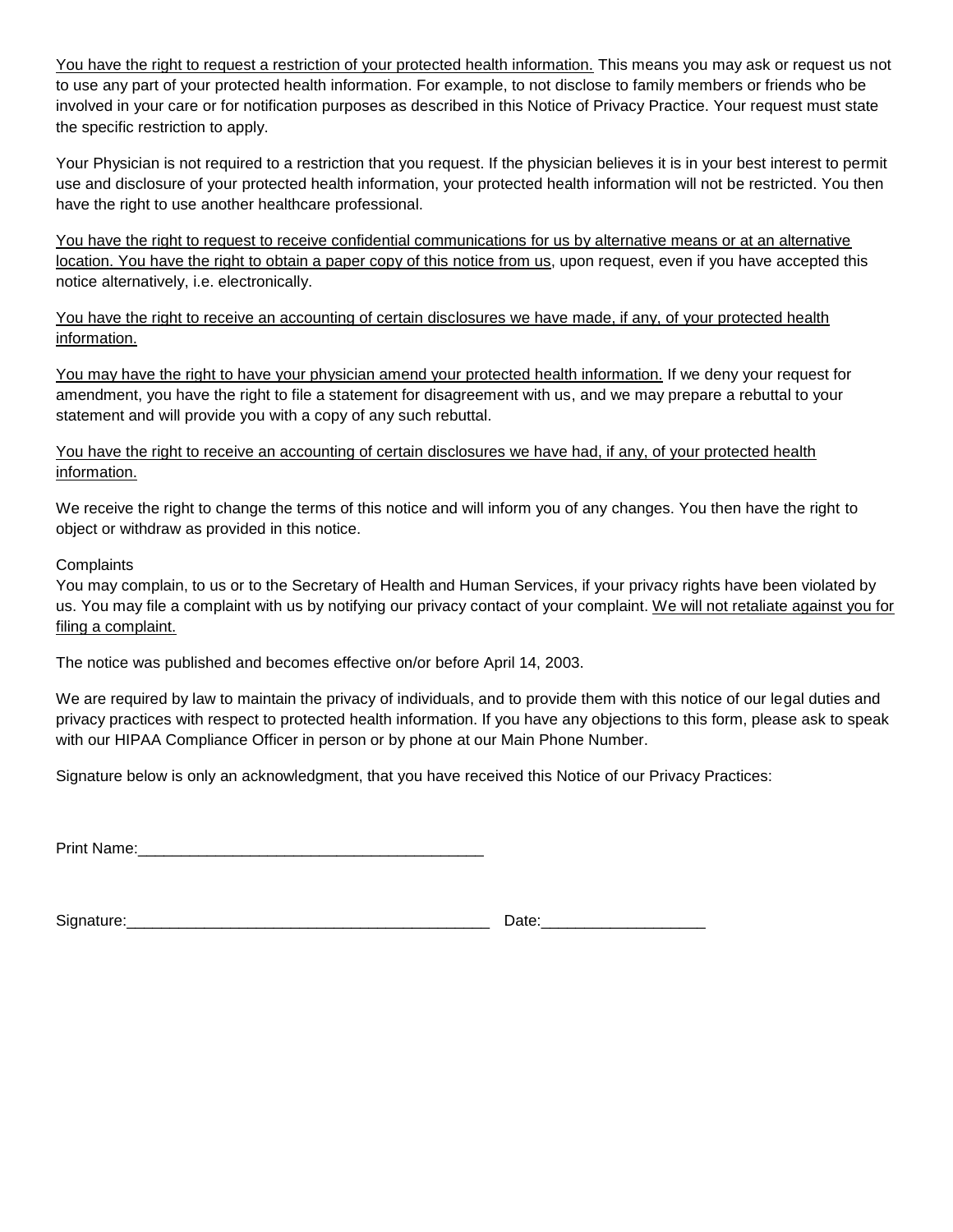<u>You have the right to request a restriction of your protected health information.</u> This means you may ask or request us not to use any part of your protected health information. For example, to not disclose to family members or friends who be involved in your care or for notification purposes as described in this Notice of Privacy Practice. Your request must state the specific restriction to apply.

Your Physician is not required to a restriction that you request. If the physician believes it is in your best interest to permit use and disclosure of your protected health information, your protected health information will not be restricted. You then have the right to use another healthcare professional.

<u>You have the right to request to receive confidential communications for us by alternative means or at an alternative location. You have the right to obtain a paper copy of this notice from us</u>, upon request, even if you have accepted this notice alternatively, i.e. electronically.

<u>You have the right to receive an accounting of certain disclosures we have made, if any, of your protected health information.</u>

<u>You may have the right to have your physician amend your protected health information.</u> If we deny your request for amendment, you have the right to file a statement for disagreement with us, and we may prepare a rebuttal to your statement and will provide you with a copy of any such rebuttal.

<u>You have the right to receive an accounting of certain disclosures we have had, if any, of your protected health information.</u>

We receive the right to change the terms of this notice and will inform you of any changes. You then have the right to object or withdraw as provided in this notice.

Complaints

You may complain, to us or to the Secretary of Health and Human Services, if your privacy rights have been violated by us. You may file a complaint with us by notifying our privacy contact of your complaint. <u>We will not retaliate against you for filing a complaint.</u>

The notice was published and becomes effective on/or before April 14, 2003.

We are required by law to maintain the privacy of individuals, and to provide them with this notice of our legal duties and privacy practices with respect to protected health information. If you have any objections to this form, please ask to speak with our HIPAA Compliance Officer in person or by phone at our Main Phone Number.

Signature below is only an acknowledgment, that you have received this Notice of our Privacy Practices:

Print Name:________________________________________

Signature:_________________________________________ Date:__________________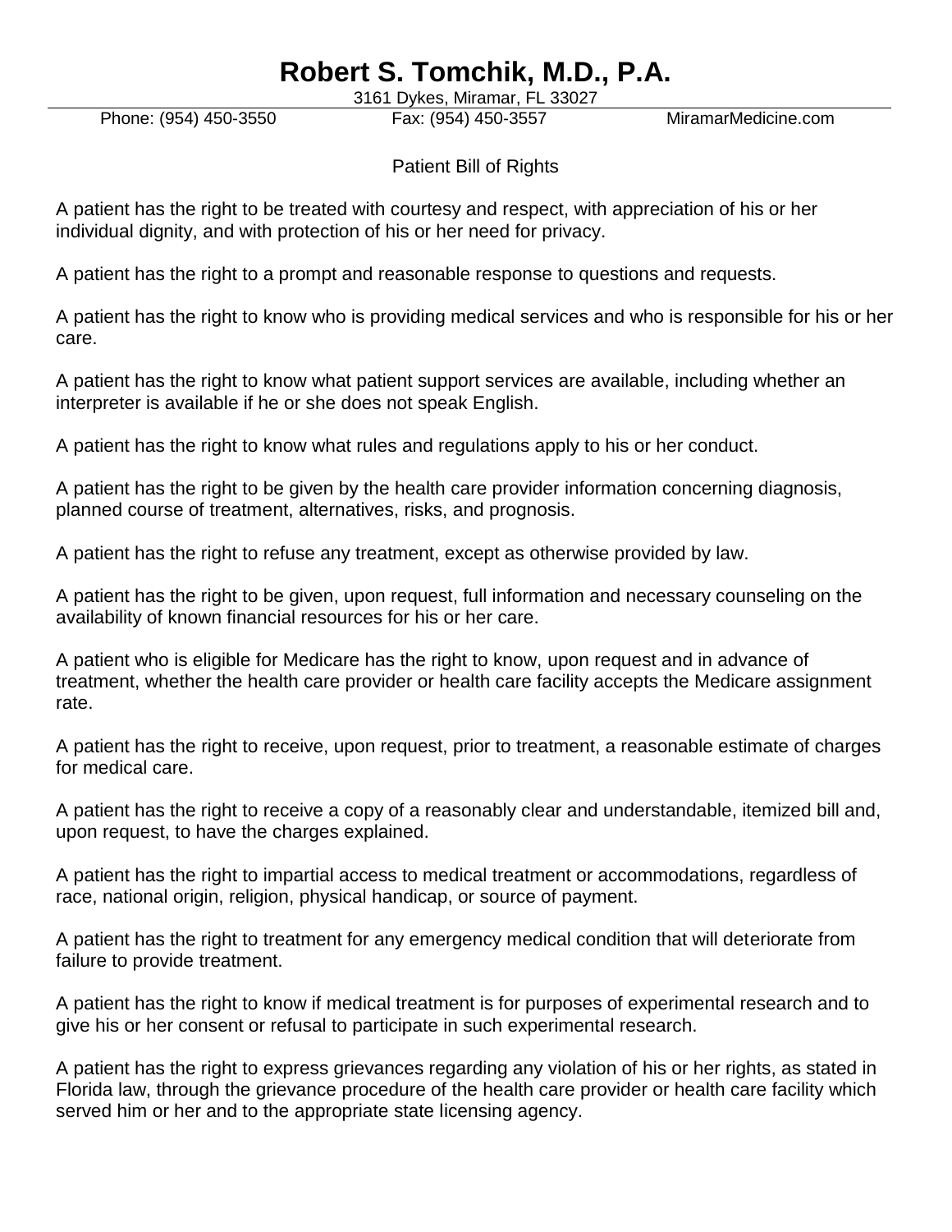# Robert S. Tomchik, M.D., P.A.

3161 Dykes, Miramar, FL 33027

Phone: (954) 450-3550 Fax: (954) 450-3557 MiramarMedicine.com

Patient Bill of Rights

A patient has the right to be treated with courtesy and respect, with appreciation of his or her individual dignity, and with protection of his or her need for privacy.

A patient has the right to a prompt and reasonable response to questions and requests.

A patient has the right to know who is providing medical services and who is responsible for his or her care.

A patient has the right to know what patient support services are available, including whether an interpreter is available if he or she does not speak English.

A patient has the right to know what rules and regulations apply to his or her conduct.

A patient has the right to be given by the health care provider information concerning diagnosis, planned course of treatment, alternatives, risks, and prognosis.

A patient has the right to refuse any treatment, except as otherwise provided by law.

A patient has the right to be given, upon request, full information and necessary counseling on the availability of known financial resources for his or her care.

A patient who is eligible for Medicare has the right to know, upon request and in advance of treatment, whether the health care provider or health care facility accepts the Medicare assignment rate.

A patient has the right to receive, upon request, prior to treatment, a reasonable estimate of charges for medical care.

A patient has the right to receive a copy of a reasonably clear and understandable, itemized bill and, upon request, to have the charges explained.

A patient has the right to impartial access to medical treatment or accommodations, regardless of race, national origin, religion, physical handicap, or source of payment.

A patient has the right to treatment for any emergency medical condition that will deteriorate from failure to provide treatment.

A patient has the right to know if medical treatment is for purposes of experimental research and to give his or her consent or refusal to participate in such experimental research.

A patient has the right to express grievances regarding any violation of his or her rights, as stated in Florida law, through the grievance procedure of the health care provider or health care facility which served him or her and to the appropriate state licensing agency.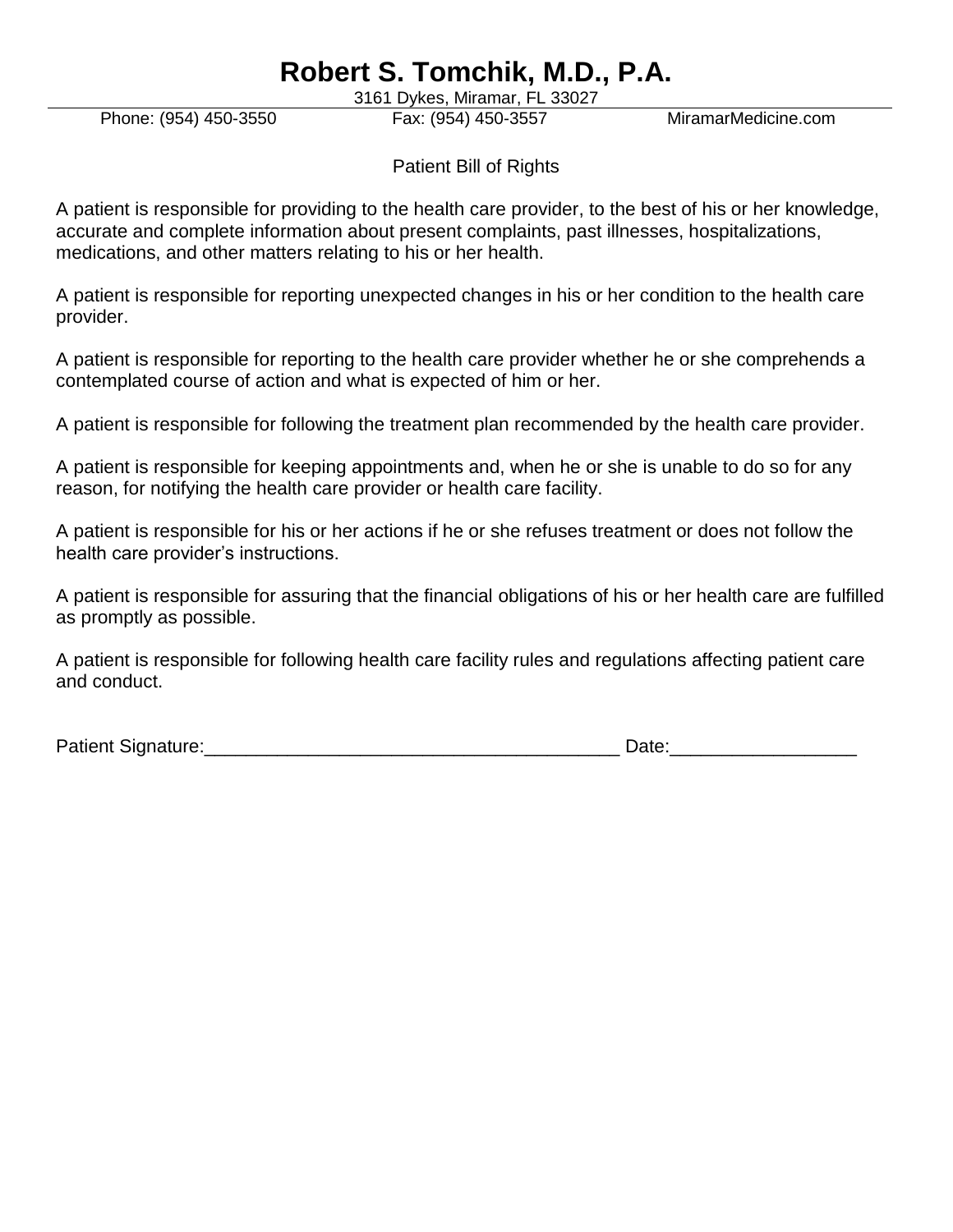# Robert S. Tomchik, M.D., P.A.

3161 Dykes, Miramar, FL 33027

Phone: (954) 450-3550 Fax: (954) 450-3557 MiramarMedicine.com

Patient Bill of Rights

A patient is responsible for providing to the health care provider, to the best of his or her knowledge, accurate and complete information about present complaints, past illnesses, hospitalizations, medications, and other matters relating to his or her health.

A patient is responsible for reporting unexpected changes in his or her condition to the health care provider.

A patient is responsible for reporting to the health care provider whether he or she comprehends a contemplated course of action and what is expected of him or her.

A patient is responsible for following the treatment plan recommended by the health care provider.

A patient is responsible for keeping appointments and, when he or she is unable to do so for any reason, for notifying the health care provider or health care facility.

A patient is responsible for his or her actions if he or she refuses treatment or does not follow the health care provider's instructions.

A patient is responsible for assuring that the financial obligations of his or her health care are fulfilled as promptly as possible.

A patient is responsible for following health care facility rules and regulations affecting patient care and conduct.

Patient Signature:_______________________________________ Date:_________________